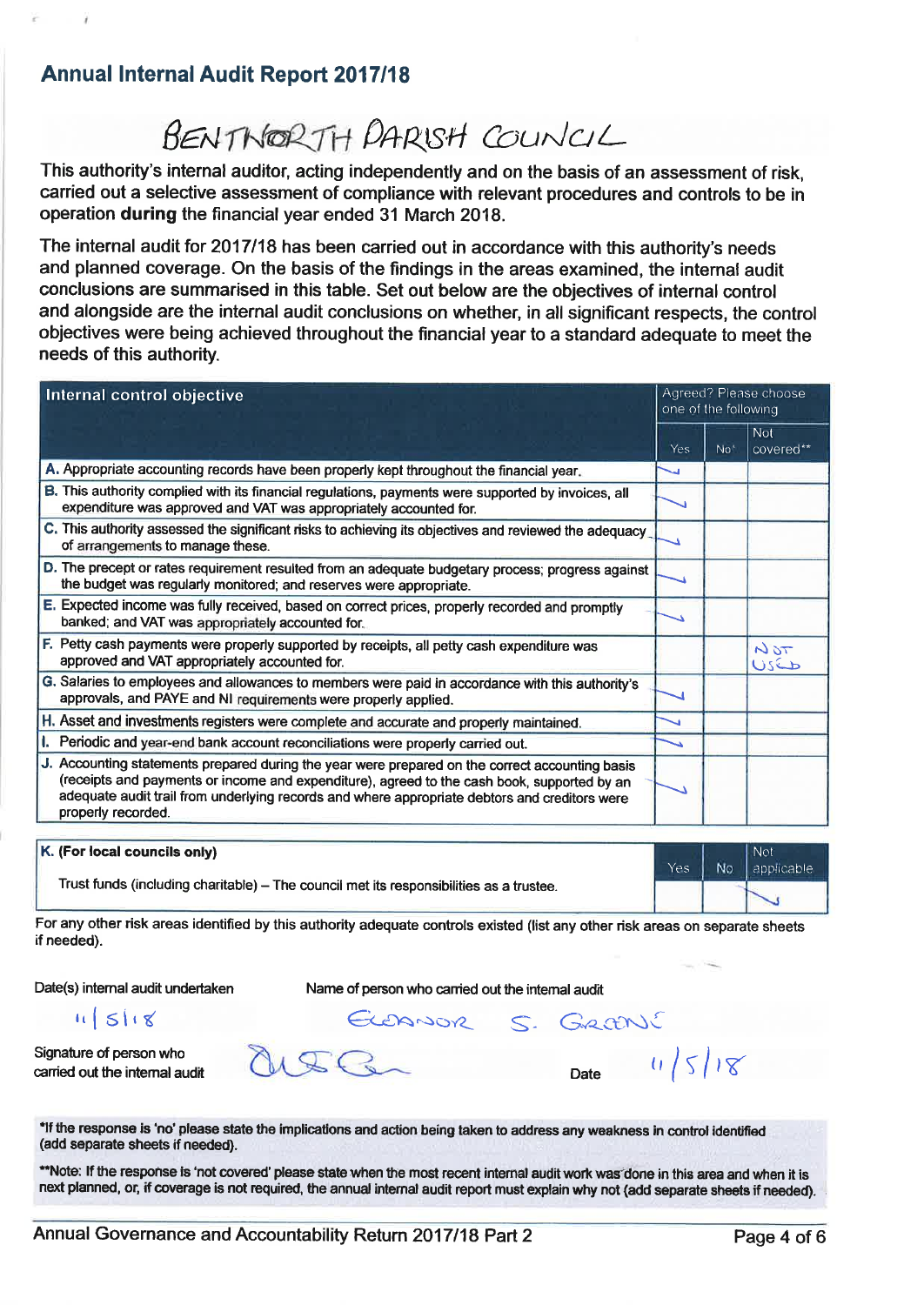## Annual Internal Audit Report 2017/18

# BENTWORTH PARISH COUNCIL

This authority's internal auditor, acting independently and on the basis of an assessment of risk, carried out a selective assessment of compliance with relevant procedures and controls to be in operation **during** the financial year ended 31 March 2018.

The internal audit for 2017/18 has been carried out in accordance with this authority's needs and planned coverage. On the basis of the findings in the areas examined, the internal audit conclusions are summarised in this table. Set out below are the objectives of internal control and alongside are the internal audit conclusions on whether, in all significant respects, the control objectives were being achieved throughout the financial year to a standard adequate to meet the needs of this authority.

| Internal control objective | Agreed? Please choose one of the following | | |
|---|---|---|---|
| | Yes | No* | Not covered** |
| A. Appropriate accounting records have been properly kept throughout the financial year. | ✓ | | |
| B. This authority complied with its financial regulations, payments were supported by invoices, all expenditure was approved and VAT was appropriately accounted for. | ✓ | | |
| C. This authority assessed the significant risks to achieving its objectives and reviewed the adequacy of arrangements to manage these. | ✓ | | |
| D. The precept or rates requirement resulted from an adequate budgetary process; progress against the budget was regularly monitored; and reserves were appropriate. | ✓ | | |
| E. Expected income was fully received, based on correct prices, properly recorded and promptly banked; and VAT was appropriately accounted for. | ✓ | | |
| F. Petty cash payments were properly supported by receipts, all petty cash expenditure was approved and VAT appropriately accounted for. | | | NOT USED |
| G. Salaries to employees and allowances to members were paid in accordance with this authority's approvals, and PAYE and NI requirements were properly applied. | ✓ | | |
| H. Asset and investments registers were complete and accurate and properly maintained. | ✓ | | |
| I. Periodic and year-end bank account reconciliations were properly carried out. | ✓ | | |
| J. Accounting statements prepared during the year were prepared on the correct accounting basis (receipts and payments or income and expenditure), agreed to the cash book, supported by an adequate audit trail from underlying records and where appropriate debtors and creditors were properly recorded. | ✓ | | |

| K. (For local councils only) | Yes | No | Not applicable |
|---|---|---|---|
| Trust funds (including charitable) – The council met its responsibilities as a trustee. | | | ✓ |

For any other risk areas identified by this authority adequate controls existed (list any other risk areas on separate sheets if needed).

Date(s) internal audit undertaken: 11/5/18

Name of person who carried out the internal audit: ELEANOR S. GREENE

Signature of person who carried out the internal audit: [signature]

Date: 11/5/18

*If the response is 'no' please state the implications and action being taken to address any weakness in control identified (add separate sheets if needed).

**Note: If the response is 'not covered' please state when the most recent internal audit work was done in this area and when it is next planned, or, if coverage is not required, the annual internal audit report must explain why not (add separate sheets if needed).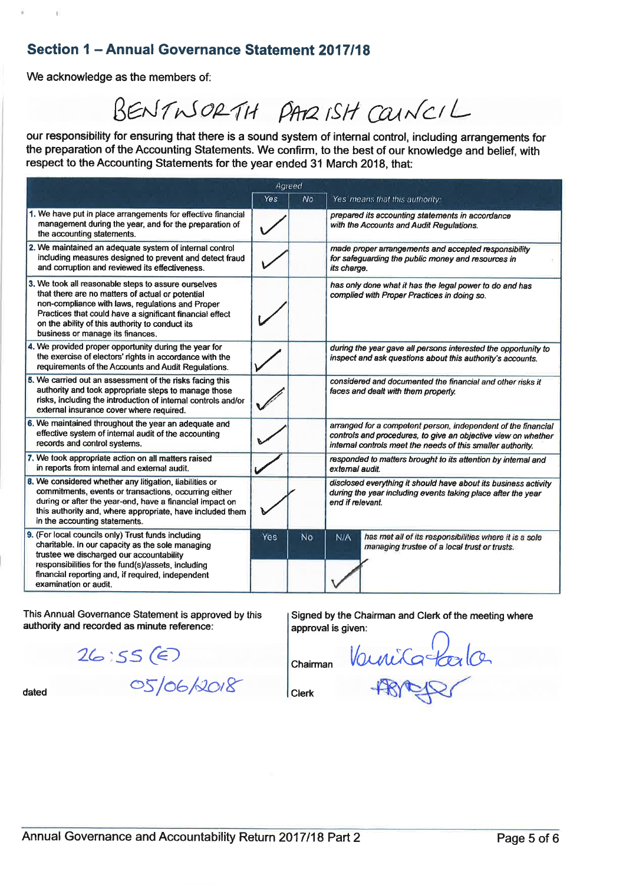## Section 1 – Annual Governance Statement 2017/18

We acknowledge as the members of:

BENTWORTH PARISH COUNCIL

our responsibility for ensuring that there is a sound system of internal control, including arrangements for the preparation of the Accounting Statements. We confirm, to the best of our knowledge and belief, with respect to the Accounting Statements for the year ended 31 March 2018, that:

| | Agreed | | | |
|---|---|---|---|---|
| | Yes | No | | 'Yes' means that this authority: |
| 1. We have put in place arrangements for effective financial management during the year, and for the preparation of the accounting statements. | ✓ | | | *prepared its accounting statements in accordance with the Accounts and Audit Regulations.* |
| 2. We maintained an adequate system of internal control including measures designed to prevent and detect fraud and corruption and reviewed its effectiveness. | ✓ | | | *made proper arrangements and accepted responsibility for safeguarding the public money and resources in its charge.* |
| 3. We took all reasonable steps to assure ourselves that there are no matters of actual or potential non-compliance with laws, regulations and Proper Practices that could have a significant financial effect on the ability of this authority to conduct its business or manage its finances. | ✓ | | | *has only done what it has the legal power to do and has complied with Proper Practices in doing so.* |
| 4. We provided proper opportunity during the year for the exercise of electors' rights in accordance with the requirements of the Accounts and Audit Regulations. | ✓ | | | *during the year gave all persons interested the opportunity to inspect and ask questions about this authority's accounts.* |
| 5. We carried out an assessment of the risks facing this authority and took appropriate steps to manage those risks, including the introduction of internal controls and/or external insurance cover where required. | ✓ | | | *considered and documented the financial and other risks it faces and dealt with them properly.* |
| 6. We maintained throughout the year an adequate and effective system of internal audit of the accounting records and control systems. | ✓ | | | *arranged for a competent person, independent of the financial controls and procedures, to give an objective view on whether internal controls meet the needs of this smaller authority.* |
| 7. We took appropriate action on all matters raised in reports from internal and external audit. | ✓ | | | *responded to matters brought to its attention by internal and external audit.* |
| 8. We considered whether any litigation, liabilities or commitments, events or transactions, occurring either during or after the year-end, have a financial impact on this authority and, where appropriate, have included them in the accounting statements. | ✓ | | | *disclosed everything it should have about its business activity during the year including events taking place after the year end if relevant.* |
| 9. (For local councils only) Trust funds including charitable. In our capacity as the sole managing trustee we discharged our accountability responsibilities for the fund(s)/assets, including financial reporting and, if required, independent examination or audit. | Yes | No | N/A | *has met all of its responsibilities where it is a sole managing trustee of a local trust or trusts.* |
| | | | ✓ | |

This Annual Governance Statement is approved by this authority and recorded as minute reference:

26:55 (E)

dated 05/06/2018

Signed by the Chairman and Clerk of the meeting where approval is given:

Chairman [signature]

Clerk [signature]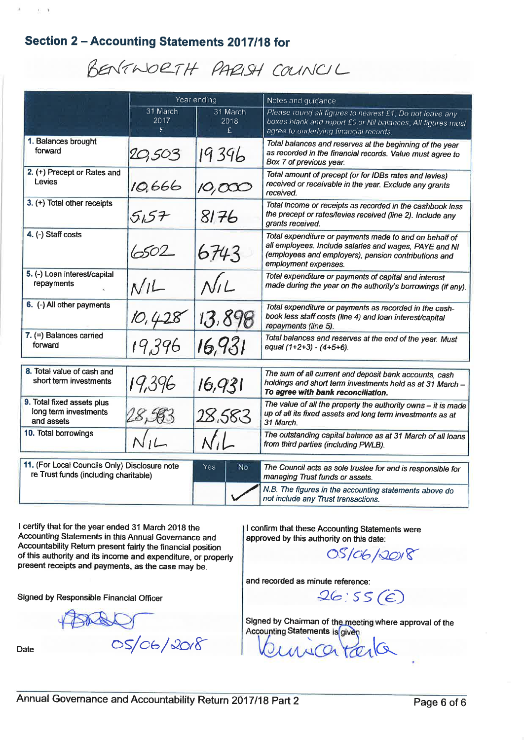## Section 2 – Accounting Statements 2017/18 for

BENTWORTH PARISH COUNCIL

| | Year ending | | Notes and guidance |
|---|---|---|---|
| | 31 March 2017 £ | 31 March 2018 £ | *Please round all figures to nearest £1. Do not leave any boxes blank and report £0 or Nil balances. All figures must agree to underlying financial records.* |
| **1.** Balances brought forward | 20,503 | 19396 | *Total balances and reserves at the beginning of the year as recorded in the financial records. Value must agree to Box 7 of previous year.* |
| **2.** (+) Precept or Rates and Levies | 10,666 | 10,000 | *Total amount of precept (or for IDBs rates and levies) received or receivable in the year. Exclude any grants received.* |
| **3.** (+) Total other receipts | 5157 | 8176 | *Total income or receipts as recorded in the cashbook less the precept or rates/levies received (line 2). Include any grants received.* |
| **4.** (-) Staff costs | 6502 | 6743 | *Total expenditure or payments made to and on behalf of all employees. Include salaries and wages, PAYE and NI (employees and employers), pension contributions and employment expenses.* |
| **5.** (-) Loan interest/capital repayments | NIL | NIL | *Total expenditure or payments of capital and interest made during the year on the authority's borrowings (if any).* |
| **6.** (-) All other payments | 10,428 | 13,898 | *Total expenditure or payments as recorded in the cash-book less staff costs (line 4) and loan interest/capital repayments (line 5).* |
| **7.** (=) Balances carried forward | 19,396 | 16,931 | *Total balances and reserves at the end of the year. Must equal (1+2+3) - (4+5+6).* |
| **8.** Total value of cash and short term investments | 19,396 | 16,931 | *The sum of all current and deposit bank accounts, cash holdings and short term investments held as at 31 March – **To agree with bank reconciliation.*** |
| **9.** Total fixed assets plus long term investments and assets | 28,583 | 28,583 | *The value of all the property the authority owns – it is made up of all its fixed assets and long term investments as at 31 March.* |
| **10.** Total borrowings | NIL | NIL | *The outstanding capital balance as at 31 March of all loans from third parties (including PWLB).* |

| **11.** (For Local Councils Only) Disclosure note re Trust funds (including charitable) | Yes | No | *The Council acts as sole trustee for and is responsible for managing Trust funds or assets.* |
|---|---|---|---|
| | | ✓ | *N.B. The figures in the accounting statements above do not include any Trust transactions.* |

I certify that for the year ended 31 March 2018 the Accounting Statements in this Annual Governance and Accountability Return present fairly the financial position of this authority and its income and expenditure, or properly present receipts and payments, as the case may be.

Signed by Responsible Financial Officer

[signature]

Date 05/06/2018

I confirm that these Accounting Statements were approved by this authority on this date:

05/06/2018

and recorded as minute reference:

26:55 (e)

Signed by Chairman of the meeting where approval of the Accounting Statements is given

[signature]

Annual Governance and Accountability Return 2017/18 Part 2